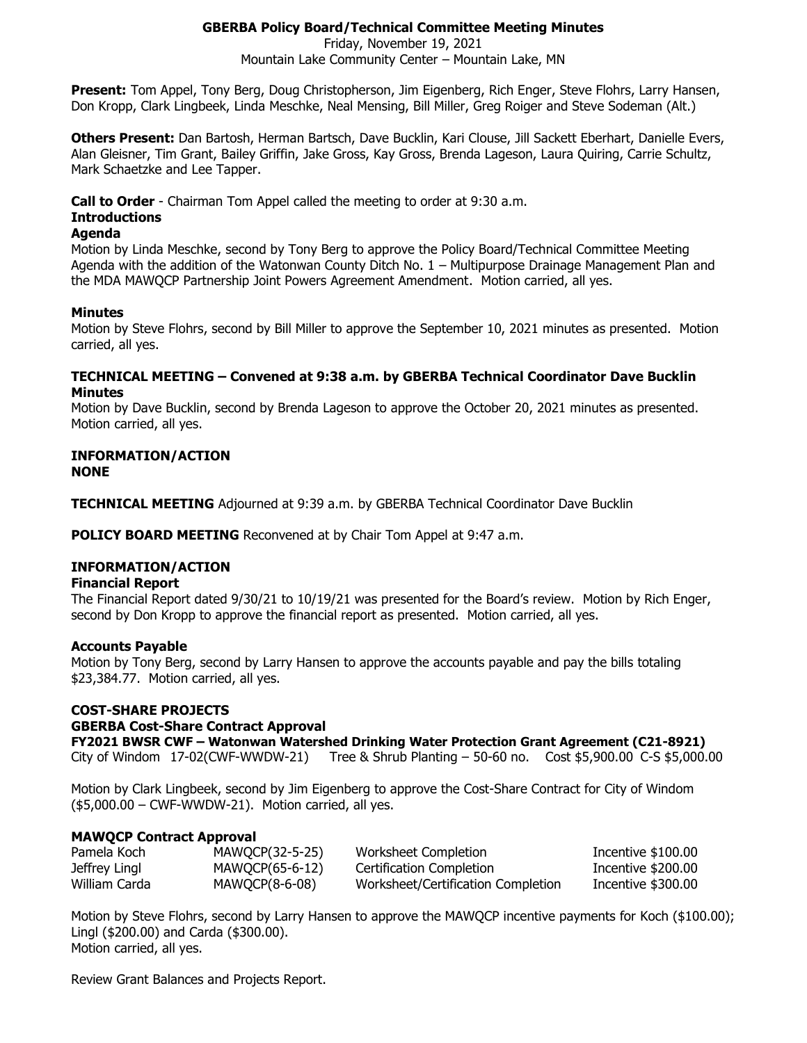# GBERBA Policy Board/Technical Committee Meeting Minutes

Friday, November 19, 2021
Mountain Lake Community Center – Mountain Lake, MN

**Present:** Tom Appel, Tony Berg, Doug Christopherson, Jim Eigenberg, Rich Enger, Steve Flohrs, Larry Hansen, Don Kropp, Clark Lingbeek, Linda Meschke, Neal Mensing, Bill Miller, Greg Roiger and Steve Sodeman (Alt.)

**Others Present:** Dan Bartosh, Herman Bartsch, Dave Bucklin, Kari Clouse, Jill Sackett Eberhart, Danielle Evers, Alan Gleisner, Tim Grant, Bailey Griffin, Jake Gross, Kay Gross, Brenda Lageson, Laura Quiring, Carrie Schultz, Mark Schaetzke and Lee Tapper.

**Call to Order** - Chairman Tom Appel called the meeting to order at 9:30 a.m.

**Introductions**

**Agenda**

Motion by Linda Meschke, second by Tony Berg to approve the Policy Board/Technical Committee Meeting Agenda with the addition of the Watonwan County Ditch No. 1 – Multipurpose Drainage Management Plan and the MDA MAWQCP Partnership Joint Powers Agreement Amendment. Motion carried, all yes.

**Minutes**

Motion by Steve Flohrs, second by Bill Miller to approve the September 10, 2021 minutes as presented. Motion carried, all yes.

**TECHNICAL MEETING – Convened at 9:38 a.m. by GBERBA Technical Coordinator Dave Bucklin**

**Minutes**

Motion by Dave Bucklin, second by Brenda Lageson to approve the October 20, 2021 minutes as presented. Motion carried, all yes.

**INFORMATION/ACTION**

**NONE**

**TECHNICAL MEETING** Adjourned at 9:39 a.m. by GBERBA Technical Coordinator Dave Bucklin

**POLICY BOARD MEETING** Reconvened at by Chair Tom Appel at 9:47 a.m.

**INFORMATION/ACTION**

**Financial Report**

The Financial Report dated 9/30/21 to 10/19/21 was presented for the Board's review. Motion by Rich Enger, second by Don Kropp to approve the financial report as presented. Motion carried, all yes.

**Accounts Payable**

Motion by Tony Berg, second by Larry Hansen to approve the accounts payable and pay the bills totaling \$23,384.77. Motion carried, all yes.

**COST-SHARE PROJECTS**

**GBERBA Cost-Share Contract Approval**

**FY2021 BWSR CWF – Watonwan Watershed Drinking Water Protection Grant Agreement (C21-8921)**

City of Windom 17-02(CWF-WWDW-21) Tree & Shrub Planting – 50-60 no. Cost \$5,900.00 C-S \$5,000.00

Motion by Clark Lingbeek, second by Jim Eigenberg to approve the Cost-Share Contract for City of Windom (\$5,000.00 – CWF-WWDW-21). Motion carried, all yes.

**MAWQCP Contract Approval**

| | | | |
|---|---|---|---|
| Pamela Koch | MAWQCP(32-5-25) | Worksheet Completion | Incentive \$100.00 |
| Jeffrey Lingl | MAWQCP(65-6-12) | Certification Completion | Incentive \$200.00 |
| William Carda | MAWQCP(8-6-08) | Worksheet/Certification Completion | Incentive \$300.00 |

Motion by Steve Flohrs, second by Larry Hansen to approve the MAWQCP incentive payments for Koch (\$100.00); Lingl (\$200.00) and Carda (\$300.00).
Motion carried, all yes.

Review Grant Balances and Projects Report.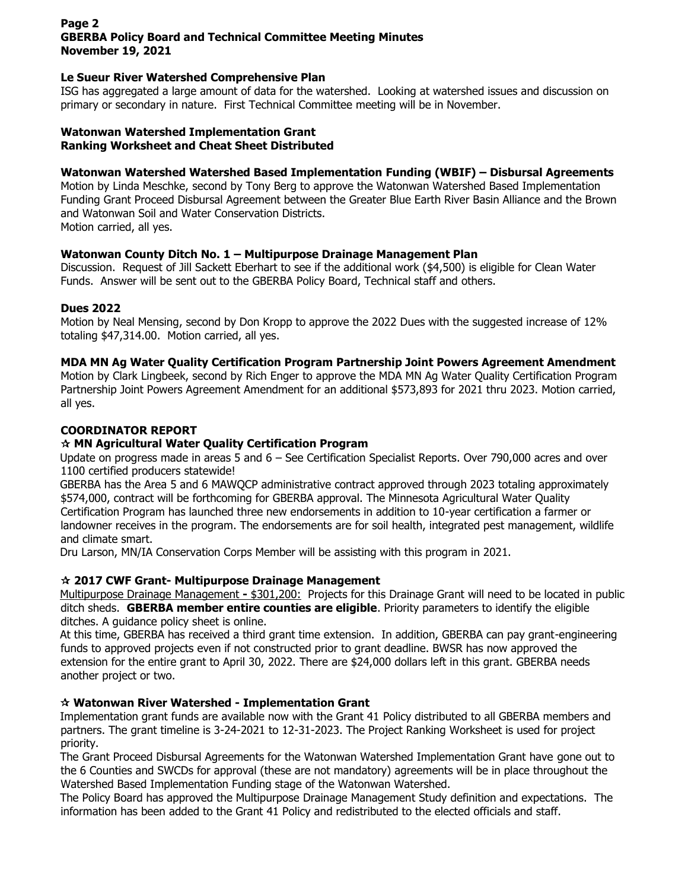### Le Sueur River Watershed Comprehensive Plan

ISG has aggregated a large amount of data for the watershed. Looking at watershed issues and discussion on primary or secondary in nature. First Technical Committee meeting will be in November.

### Watonwan Watershed Implementation Grant
### Ranking Worksheet and Cheat Sheet Distributed

### Watonwan Watershed Watershed Based Implementation Funding (WBIF) – Disbursal Agreements

Motion by Linda Meschke, second by Tony Berg to approve the Watonwan Watershed Based Implementation Funding Grant Proceed Disbursal Agreement between the Greater Blue Earth River Basin Alliance and the Brown and Watonwan Soil and Water Conservation Districts.
Motion carried, all yes.

### Watonwan County Ditch No. 1 – Multipurpose Drainage Management Plan

Discussion. Request of Jill Sackett Eberhart to see if the additional work ($4,500) is eligible for Clean Water Funds. Answer will be sent out to the GBERBA Policy Board, Technical staff and others.

### Dues 2022

Motion by Neal Mensing, second by Don Kropp to approve the 2022 Dues with the suggested increase of 12% totaling $47,314.00. Motion carried, all yes.

### MDA MN Ag Water Quality Certification Program Partnership Joint Powers Agreement Amendment

Motion by Clark Lingbeek, second by Rich Enger to approve the MDA MN Ag Water Quality Certification Program Partnership Joint Powers Agreement Amendment for an additional $573,893 for 2021 thru 2023. Motion carried, all yes.

## COORDINATOR REPORT

### ☆ MN Agricultural Water Quality Certification Program

Update on progress made in areas 5 and 6 – See Certification Specialist Reports. Over 790,000 acres and over 1100 certified producers statewide!

GBERBA has the Area 5 and 6 MAWQCP administrative contract approved through 2023 totaling approximately $574,000, contract will be forthcoming for GBERBA approval. The Minnesota Agricultural Water Quality Certification Program has launched three new endorsements in addition to 10-year certification a farmer or landowner receives in the program. The endorsements are for soil health, integrated pest management, wildlife and climate smart.

Dru Larson, MN/IA Conservation Corps Member will be assisting with this program in 2021.

### ☆ 2017 CWF Grant- Multipurpose Drainage Management

Multipurpose Drainage Management **-** $301,200: Projects for this Drainage Grant will need to be located in public ditch sheds. **GBERBA member entire counties are eligible**. Priority parameters to identify the eligible ditches. A guidance policy sheet is online.

At this time, GBERBA has received a third grant time extension. In addition, GBERBA can pay grant-engineering funds to approved projects even if not constructed prior to grant deadline. BWSR has now approved the extension for the entire grant to April 30, 2022. There are $24,000 dollars left in this grant. GBERBA needs another project or two.

### ☆ Watonwan River Watershed - Implementation Grant

Implementation grant funds are available now with the Grant 41 Policy distributed to all GBERBA members and partners. The grant timeline is 3-24-2021 to 12-31-2023. The Project Ranking Worksheet is used for project priority.

The Grant Proceed Disbursal Agreements for the Watonwan Watershed Implementation Grant have gone out to the 6 Counties and SWCDs for approval (these are not mandatory) agreements will be in place throughout the Watershed Based Implementation Funding stage of the Watonwan Watershed.

The Policy Board has approved the Multipurpose Drainage Management Study definition and expectations. The information has been added to the Grant 41 Policy and redistributed to the elected officials and staff.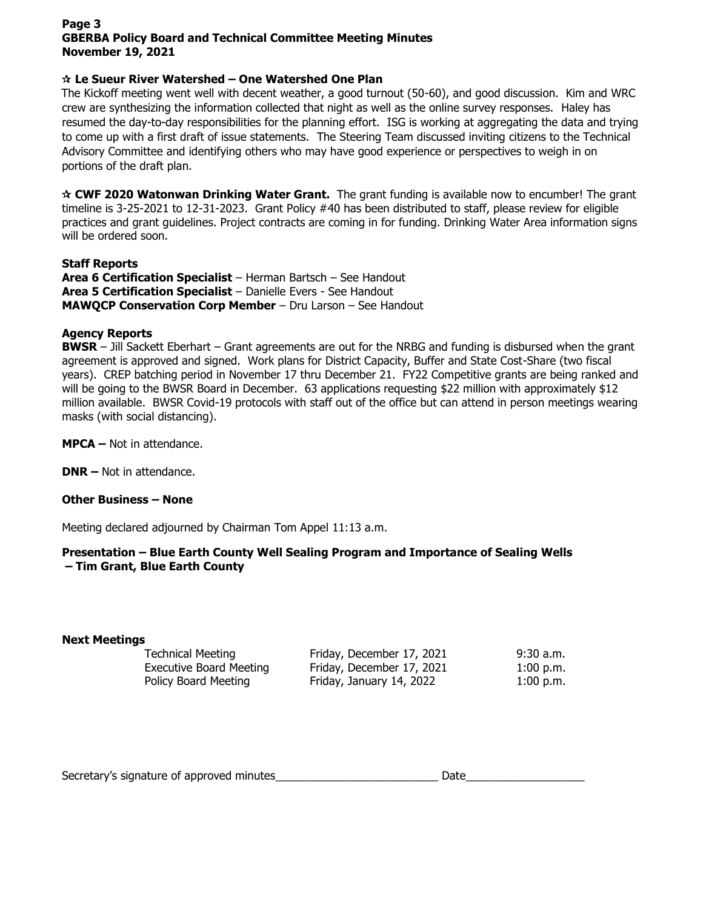**☆ Le Sueur River Watershed – One Watershed One Plan**

The Kickoff meeting went well with decent weather, a good turnout (50-60), and good discussion. Kim and WRC crew are synthesizing the information collected that night as well as the online survey responses. Haley has resumed the day-to-day responsibilities for the planning effort. ISG is working at aggregating the data and trying to come up with a first draft of issue statements. The Steering Team discussed inviting citizens to the Technical Advisory Committee and identifying others who may have good experience or perspectives to weigh in on portions of the draft plan.

**☆ CWF 2020 Watonwan Drinking Water Grant.** The grant funding is available now to encumber! The grant timeline is 3-25-2021 to 12-31-2023. Grant Policy #40 has been distributed to staff, please review for eligible practices and grant guidelines. Project contracts are coming in for funding. Drinking Water Area information signs will be ordered soon.

**Staff Reports**

**Area 6 Certification Specialist** – Herman Bartsch – See Handout
**Area 5 Certification Specialist** – Danielle Evers - See Handout
**MAWQCP Conservation Corp Member** – Dru Larson – See Handout

**Agency Reports**

**BWSR** – Jill Sackett Eberhart – Grant agreements are out for the NRBG and funding is disbursed when the grant agreement is approved and signed. Work plans for District Capacity, Buffer and State Cost-Share (two fiscal years). CREP batching period in November 17 thru December 21. FY22 Competitive grants are being ranked and will be going to the BWSR Board in December. 63 applications requesting $22 million with approximately $12 million available. BWSR Covid-19 protocols with staff out of the office but can attend in person meetings wearing masks (with social distancing).

**MPCA –** Not in attendance.

**DNR –** Not in attendance.

**Other Business – None**

Meeting declared adjourned by Chairman Tom Appel 11:13 a.m.

**Presentation – Blue Earth County Well Sealing Program and Importance of Sealing Wells – Tim Grant, Blue Earth County**

**Next Meetings**

| | | |
|---|---|---|
| Technical Meeting | Friday, December 17, 2021 | 9:30 a.m. |
| Executive Board Meeting | Friday, December 17, 2021 | 1:00 p.m. |
| Policy Board Meeting | Friday, January 14, 2022 | 1:00 p.m. |

Secretary's signature of approved minutes_________________________ Date__________________